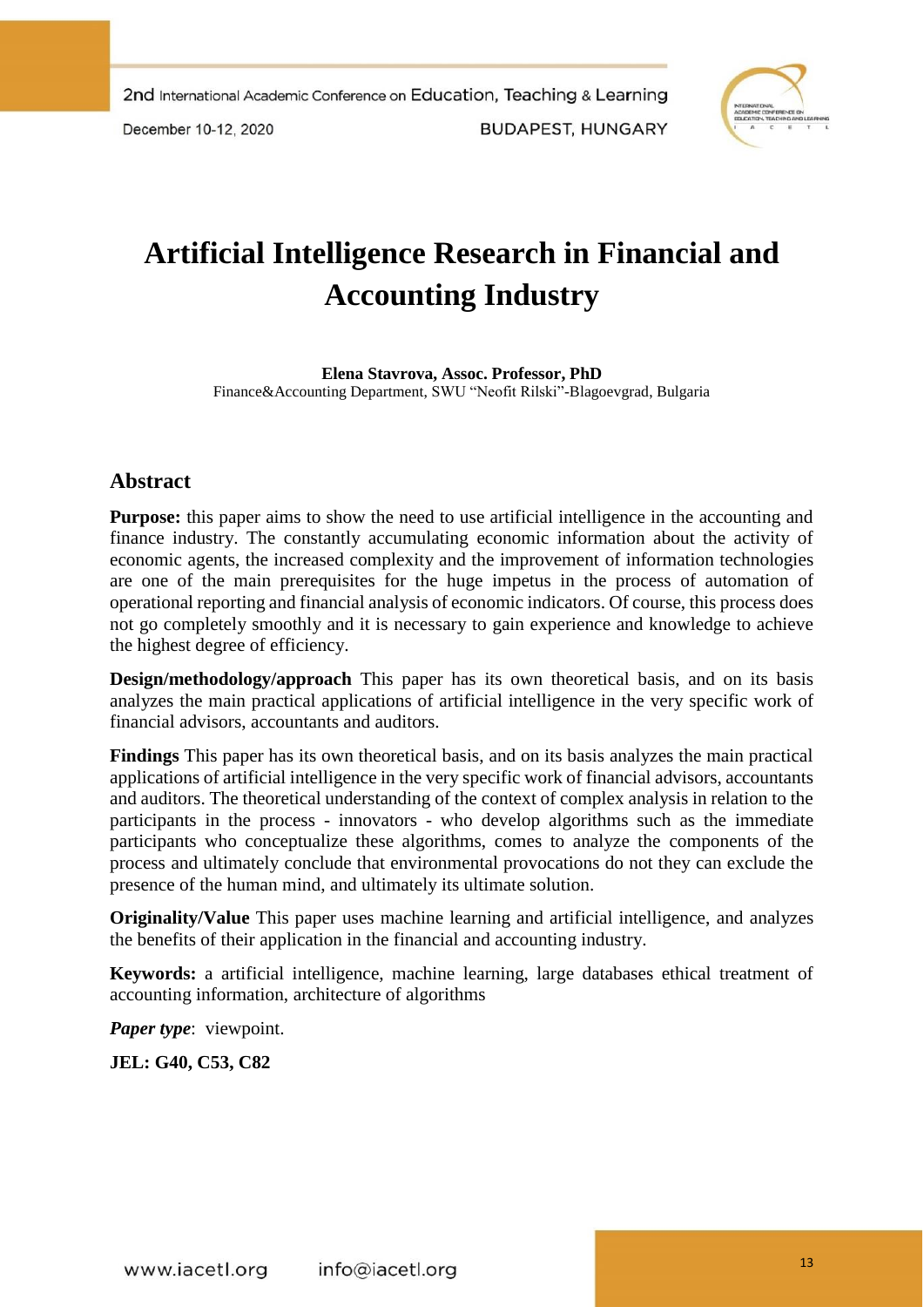# Artificial Intelligence Research in Financial and Accounting Industry

**Elena Stavrova, Assoc. Professor, PhD**
Finance&Accounting Department, SWU "Neofit Rilski"-Blagoevgrad, Bulgaria

## Abstract

**Purpose:** this paper aims to show the need to use artificial intelligence in the accounting and finance industry. The constantly accumulating economic information about the activity of economic agents, the increased complexity and the improvement of information technologies are one of the main prerequisites for the huge impetus in the process of automation of operational reporting and financial analysis of economic indicators. Of course, this process does not go completely smoothly and it is necessary to gain experience and knowledge to achieve the highest degree of efficiency.

**Design/methodology/approach** This paper has its own theoretical basis, and on its basis analyzes the main practical applications of artificial intelligence in the very specific work of financial advisors, accountants and auditors.

**Findings** This paper has its own theoretical basis, and on its basis analyzes the main practical applications of artificial intelligence in the very specific work of financial advisors, accountants and auditors. The theoretical understanding of the context of complex analysis in relation to the participants in the process - innovators - who develop algorithms such as the immediate participants who conceptualize these algorithms, comes to analyze the components of the process and ultimately conclude that environmental provocations do not they can exclude the presence of the human mind, and ultimately its ultimate solution.

**Originality/Value** This paper uses machine learning and artificial intelligence, and analyzes the benefits of their application in the financial and accounting industry.

**Keywords:** a artificial intelligence, machine learning, large databases ethical treatment of accounting information, architecture of algorithms

***Paper type***: viewpoint.

**JEL: G40, C53, C82**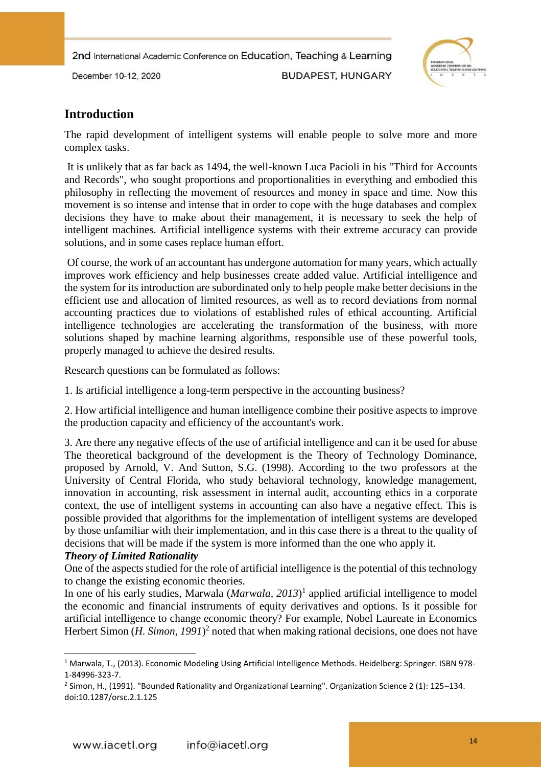## Introduction

The rapid development of intelligent systems will enable people to solve more and more complex tasks.

It is unlikely that as far back as 1494, the well-known Luca Pacioli in his "Third for Accounts and Records", who sought proportions and proportionalities in everything and embodied this philosophy in reflecting the movement of resources and money in space and time. Now this movement is so intense and intense that in order to cope with the huge databases and complex decisions they have to make about their management, it is necessary to seek the help of intelligent machines. Artificial intelligence systems with their extreme accuracy can provide solutions, and in some cases replace human effort.

Of course, the work of an accountant has undergone automation for many years, which actually improves work efficiency and help businesses create added value. Artificial intelligence and the system for its introduction are subordinated only to help people make better decisions in the efficient use and allocation of limited resources, as well as to record deviations from normal accounting practices due to violations of established rules of ethical accounting. Artificial intelligence technologies are accelerating the transformation of the business, with more solutions shaped by machine learning algorithms, responsible use of these powerful tools, properly managed to achieve the desired results.

Research questions can be formulated as follows:

1. Is artificial intelligence a long-term perspective in the accounting business?

2. How artificial intelligence and human intelligence combine their positive aspects to improve the production capacity and efficiency of the accountant's work.

3. Are there any negative effects of the use of artificial intelligence and can it be used for abuse The theoretical background of the development is the Theory of Technology Dominance, proposed by Arnold, V. And Sutton, S.G. (1998). According to the two professors at the University of Central Florida, who study behavioral technology, knowledge management, innovation in accounting, risk assessment in internal audit, accounting ethics in a corporate context, the use of intelligent systems in accounting can also have a negative effect. This is possible provided that algorithms for the implementation of intelligent systems are developed by those unfamiliar with their implementation, and in this case there is a threat to the quality of decisions that will be made if the system is more informed than the one who apply it.

***Theory of Limited Rationality***

One of the aspects studied for the role of artificial intelligence is the potential of this technology to change the existing economic theories.

In one of his early studies, Marwala (*Marwala, 2013*)[1] applied artificial intelligence to model the economic and financial instruments of equity derivatives and options. Is it possible for artificial intelligence to change economic theory? For example, Nobel Laureate in Economics Herbert Simon (*H. Simon, 1991*)[2] noted that when making rational decisions, one does not have

---

[1] Marwala, T., (2013). Economic Modeling Using Artificial Intelligence Methods. Heidelberg: Springer. ISBN 978-1-84996-323-7.

[2] Simon, H., (1991). "Bounded Rationality and Organizational Learning". Organization Science 2 (1): 125–134. doi:10.1287/orsc.2.1.125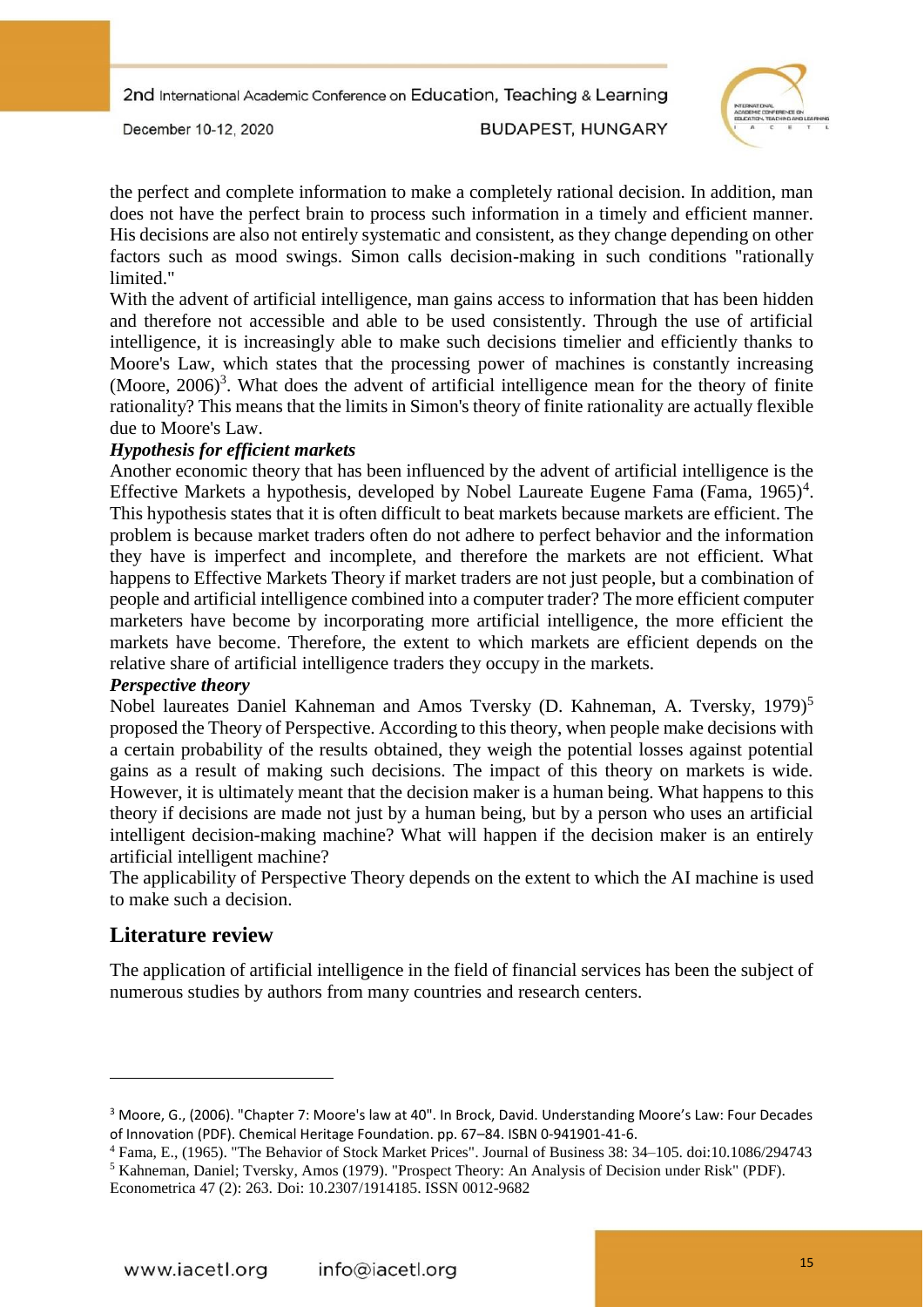the perfect and complete information to make a completely rational decision. In addition, man does not have the perfect brain to process such information in a timely and efficient manner. His decisions are also not entirely systematic and consistent, as they change depending on other factors such as mood swings. Simon calls decision-making in such conditions "rationally limited."

With the advent of artificial intelligence, man gains access to information that has been hidden and therefore not accessible and able to be used consistently. Through the use of artificial intelligence, it is increasingly able to make such decisions timelier and efficiently thanks to Moore's Law, which states that the processing power of machines is constantly increasing (Moore, 2006)[3]. What does the advent of artificial intelligence mean for the theory of finite rationality? This means that the limits in Simon's theory of finite rationality are actually flexible due to Moore's Law.

***Hypothesis for efficient markets***

Another economic theory that has been influenced by the advent of artificial intelligence is the Effective Markets a hypothesis, developed by Nobel Laureate Eugene Fama (Fama, 1965)[4]. This hypothesis states that it is often difficult to beat markets because markets are efficient. The problem is because market traders often do not adhere to perfect behavior and the information they have is imperfect and incomplete, and therefore the markets are not efficient. What happens to Effective Markets Theory if market traders are not just people, but a combination of people and artificial intelligence combined into a computer trader? The more efficient computer marketers have become by incorporating more artificial intelligence, the more efficient the markets have become. Therefore, the extent to which markets are efficient depends on the relative share of artificial intelligence traders they occupy in the markets.

***Perspective theory***

Nobel laureates Daniel Kahneman and Amos Tversky (D. Kahneman, A. Tversky, 1979)[5] proposed the Theory of Perspective. According to this theory, when people make decisions with a certain probability of the results obtained, they weigh the potential losses against potential gains as a result of making such decisions. The impact of this theory on markets is wide. However, it is ultimately meant that the decision maker is a human being. What happens to this theory if decisions are made not just by a human being, but by a person who uses an artificial intelligent decision-making machine? What will happen if the decision maker is an entirely artificial intelligent machine?

The applicability of Perspective Theory depends on the extent to which the AI machine is used to make such a decision.

## Literature review

The application of artificial intelligence in the field of financial services has been the subject of numerous studies by authors from many countries and research centers.

---

[3] Moore, G., (2006). "Chapter 7: Moore's law at 40". In Brock, David. Understanding Moore's Law: Four Decades of Innovation (PDF). Chemical Heritage Foundation. pp. 67–84. ISBN 0-941901-41-6.

[4] Fama, E., (1965). "The Behavior of Stock Market Prices". Journal of Business 38: 34–105. doi:10.1086/294743

[5] Kahneman, Daniel; Tversky, Amos (1979). "Prospect Theory: An Analysis of Decision under Risk" (PDF). Econometrica 47 (2): 263. Doi: 10.2307/1914185. ISSN 0012-9682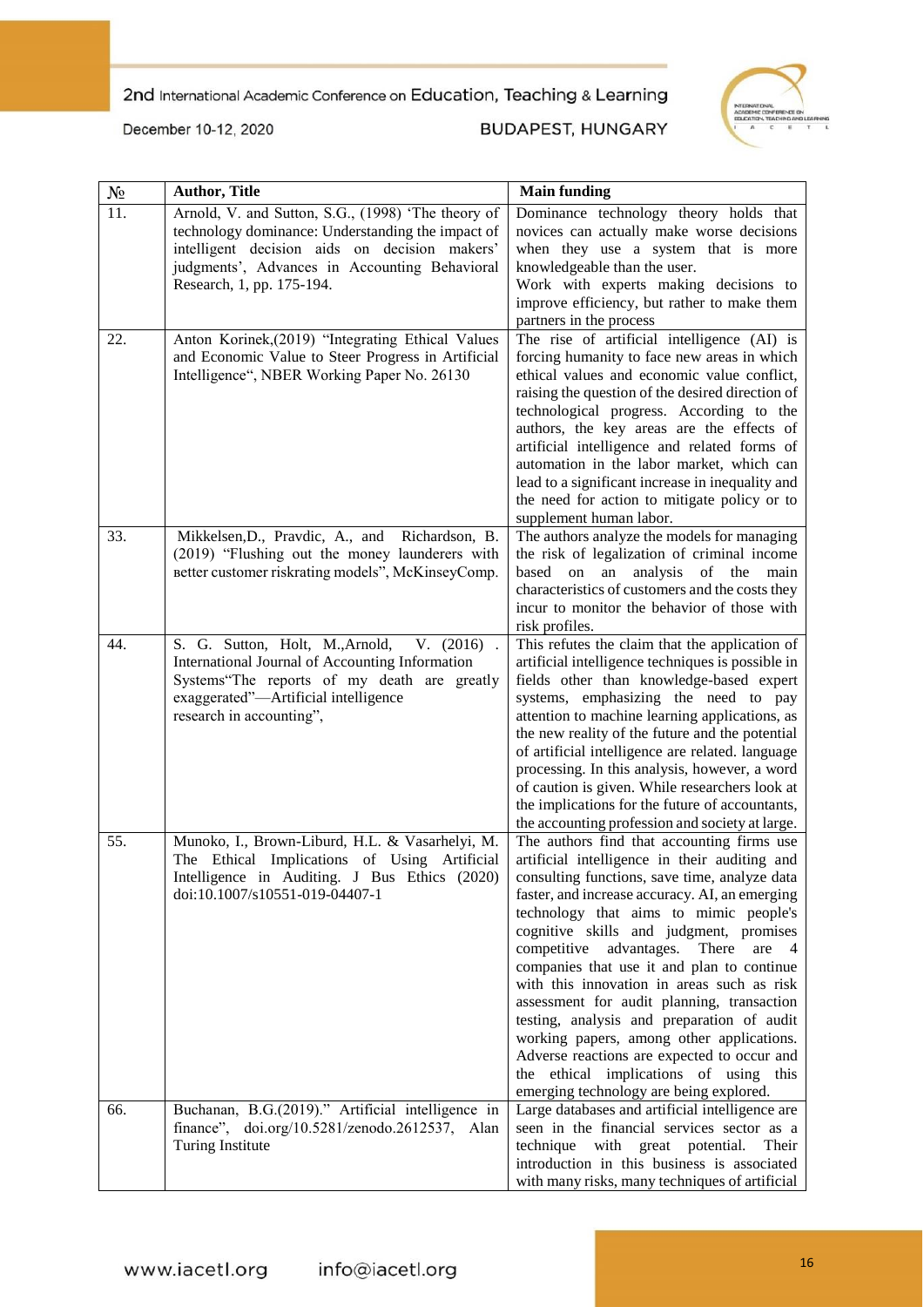| № | Author, Title | Main funding |
|---|---|---|
| 11. | Arnold, V. and Sutton, S.G., (1998) 'The theory of technology dominance: Understanding the impact of intelligent decision aids on decision makers' judgments', Advances in Accounting Behavioral Research, 1, pp. 175-194. | Dominance technology theory holds that novices can actually make worse decisions when they use a system that is more knowledgeable than the user. Work with experts making decisions to improve efficiency, but rather to make them partners in the process |
| 22. | Anton Korinek,(2019) "Integrating Ethical Values and Economic Value to Steer Progress in Artificial Intelligence", NBER Working Paper No. 26130 | The rise of artificial intelligence (AI) is forcing humanity to face new areas in which ethical values and economic value conflict, raising the question of the desired direction of technological progress. According to the authors, the key areas are the effects of artificial intelligence and related forms of automation in the labor market, which can lead to a significant increase in inequality and the need for action to mitigate policy or to supplement human labor. |
| 33. | Mikkelsen,D., Pravdic, A., and Richardson, B. (2019) "Flushing out the money launderers with вetter customer riskrating models", McKinseyComp. | The authors analyze the models for managing the risk of legalization of criminal income based on an analysis of the main characteristics of customers and the costs they incur to monitor the behavior of those with risk profiles. |
| 44. | S. G. Sutton, Holt, M.,Arnold, V. (2016) . International Journal of Accounting Information Systems"The reports of my death are greatly exaggerated"—Artificial intelligence research in accounting", | This refutes the claim that the application of artificial intelligence techniques is possible in fields other than knowledge-based expert systems, emphasizing the need to pay attention to machine learning applications, as the new reality of the future and the potential of artificial intelligence are related. language processing. In this analysis, however, a word of caution is given. While researchers look at the implications for the future of accountants, the accounting profession and society at large. |
| 55. | Munoko, I., Brown-Liburd, H.L. & Vasarhelyi, M. The Ethical Implications of Using Artificial Intelligence in Auditing. J Bus Ethics (2020) doi:10.1007/s10551-019-04407-1 | The authors find that accounting firms use artificial intelligence in their auditing and consulting functions, save time, analyze data faster, and increase accuracy. AI, an emerging technology that aims to mimic people's cognitive skills and judgment, promises competitive advantages. There are 4 companies that use it and plan to continue with this innovation in areas such as risk assessment for audit planning, transaction testing, analysis and preparation of audit working papers, among other applications. Adverse reactions are expected to occur and the ethical implications of using this emerging technology are being explored. |
| 66. | Buchanan, B.G.(2019)." Artificial intelligence in finance", doi.org/10.5281/zenodo.2612537, Alan Turing Institute | Large databases and artificial intelligence are seen in the financial services sector as a technique with great potential. Their introduction in this business is associated with many risks, many techniques of artificial |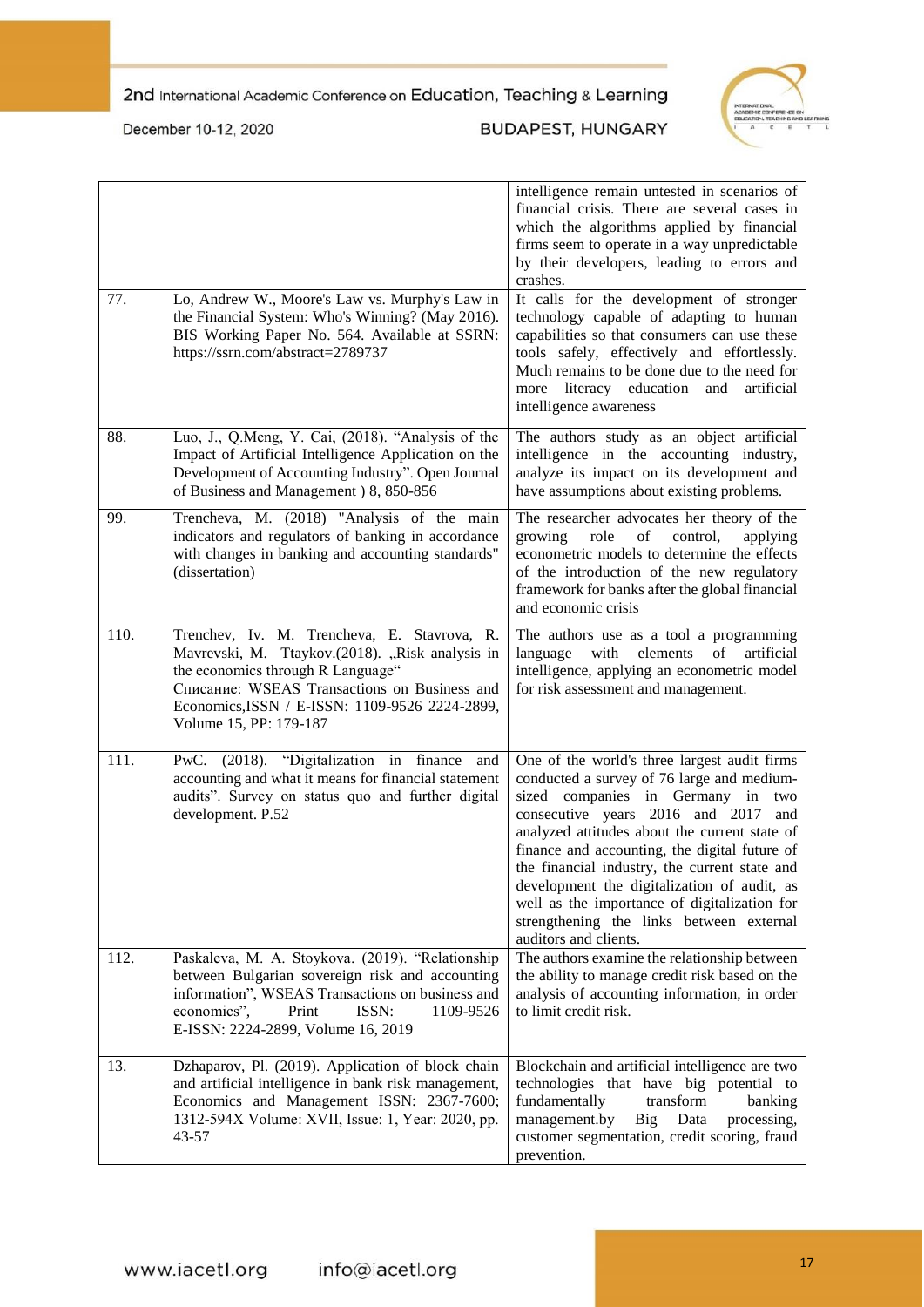| | | |
|---|---|---|
| | | intelligence remain untested in scenarios of financial crisis. There are several cases in which the algorithms applied by financial firms seem to operate in a way unpredictable by their developers, leading to errors and crashes. |
| 77. | Lo, Andrew W., Moore's Law vs. Murphy's Law in the Financial System: Who's Winning? (May 2016). BIS Working Paper No. 564. Available at SSRN: https://ssrn.com/abstract=2789737 | It calls for the development of stronger technology capable of adapting to human capabilities so that consumers can use these tools safely, effectively and effortlessly. Much remains to be done due to the need for more literacy education and artificial intelligence awareness |
| 88. | Luo, J., Q.Meng, Y. Cai, (2018). "Analysis of the Impact of Artificial Intelligence Application on the Development of Accounting Industry". Open Journal of Business and Management ) 8, 850-856 | The authors study as an object artificial intelligence in the accounting industry, analyze its impact on its development and have assumptions about existing problems. |
| 99. | Trencheva, M. (2018) "Analysis of the main indicators and regulators of banking in accordance with changes in banking and accounting standards" (dissertation) | The researcher advocates her theory of the growing role of control, applying econometric models to determine the effects of the introduction of the new regulatory framework for banks after the global financial and economic crisis |
| 110. | Trenchev, Iv. M. Trencheva, E. Stavrova, R. Mavrevski, M. Ttaykov.(2018). „Risk analysis in the economics through R Language" Списание: WSEAS Transactions on Business and Economics,ISSN / E-ISSN: 1109-9526 2224-2899, Volume 15, PP: 179-187 | The authors use as a tool a programming language with elements of artificial intelligence, applying an econometric model for risk assessment and management. |
| 111. | PwC. (2018). "Digitalization in finance and accounting and what it means for financial statement audits". Survey on status quo and further digital development. P.52 | One of the world's three largest audit firms conducted a survey of 76 large and medium-sized companies in Germany in two consecutive years 2016 and 2017 and analyzed attitudes about the current state of finance and accounting, the digital future of the financial industry, the current state and development the digitalization of audit, as well as the importance of digitalization for strengthening the links between external auditors and clients. |
| 112. | Paskaleva, M. A. Stoykova. (2019). "Relationship between Bulgarian sovereign risk and accounting information", WSEAS Transactions on business and economics", Print ISSN: 1109-9526 E-ISSN: 2224-2899, Volume 16, 2019 | The authors examine the relationship between the ability to manage credit risk based on the analysis of accounting information, in order to limit credit risk. |
| 13. | Dzhaparov, Pl. (2019). Application of block chain and artificial intelligence in bank risk management, Economics and Management ISSN: 2367-7600; 1312-594X Volume: XVII, Issue: 1, Year: 2020, pp. 43-57 | Blockchain and artificial intelligence are two technologies that have big potential to fundamentally transform banking management.by Big Data processing, customer segmentation, credit scoring, fraud prevention. |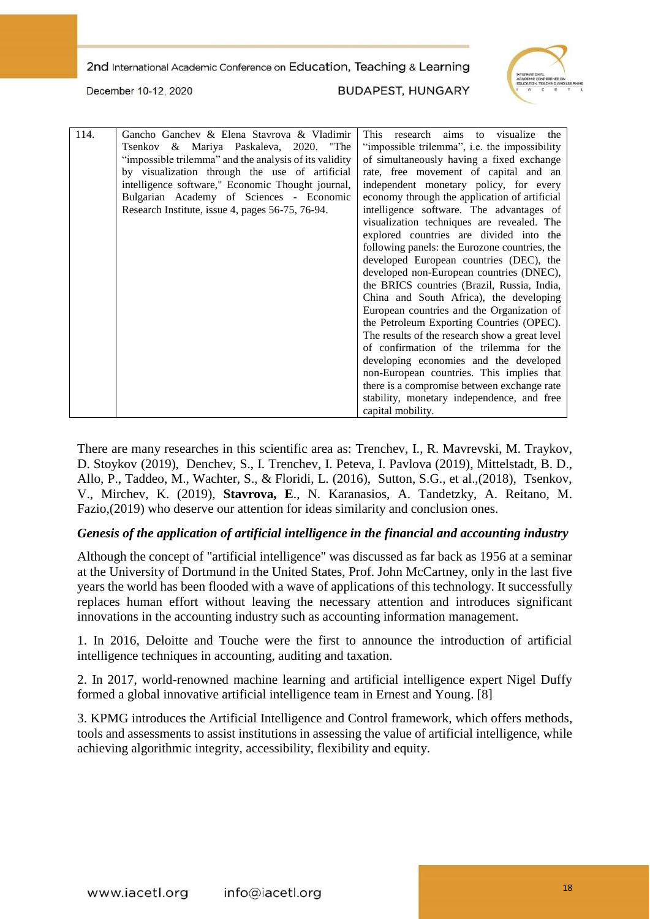| 114. | Gancho Ganchev & Elena Stavrova & Vladimir Tsenkov & Mariya Paskaleva, 2020. "The "impossible trilemma" and the analysis of its validity by visualization through the use of artificial intelligence software," Economic Thought journal, Bulgarian Academy of Sciences - Economic Research Institute, issue 4, pages 56-75, 76-94. | This research aims to visualize the "impossible trilemma", i.e. the impossibility of simultaneously having a fixed exchange rate, free movement of capital and an independent monetary policy, for every economy through the application of artificial intelligence software. The advantages of visualization techniques are revealed. The explored countries are divided into the following panels: the Eurozone countries, the developed European countries (DEC), the developed non-European countries (DNEC), the BRICS countries (Brazil, Russia, India, China and South Africa), the developing European countries and the Organization of the Petroleum Exporting Countries (OPEC). The results of the research show a great level of confirmation of the trilemma for the developing economies and the developed non-European countries. This implies that there is a compromise between exchange rate stability, monetary independence, and free capital mobility. |
|---|---|---|

There are many researches in this scientific area as: Trenchev, I., R. Mavrevski, M. Traykov, D. Stoykov (2019), Denchev, S., I. Trenchev, I. Peteva, I. Pavlova (2019), Mittelstadt, B. D., Allo, P., Taddeo, M., Wachter, S., & Floridi, L. (2016), Sutton, S.G., et al.,(2018), Tsenkov, V., Mirchev, K. (2019), **Stavrova, E**., N. Karanasios, A. Tandetzky, A. Reitano, M. Fazio,(2019) who deserve our attention for ideas similarity and conclusion ones.

### *Genesis of the application of artificial intelligence in the financial and accounting industry*

Although the concept of "artificial intelligence" was discussed as far back as 1956 at a seminar at the University of Dortmund in the United States, Prof. John McCartney, only in the last five years the world has been flooded with a wave of applications of this technology. It successfully replaces human effort without leaving the necessary attention and introduces significant innovations in the accounting industry such as accounting information management.

1. In 2016, Deloitte and Touche were the first to announce the introduction of artificial intelligence techniques in accounting, auditing and taxation.

2. In 2017, world-renowned machine learning and artificial intelligence expert Nigel Duffy formed a global innovative artificial intelligence team in Ernest and Young. [8]

3. KPMG introduces the Artificial Intelligence and Control framework, which offers methods, tools and assessments to assist institutions in assessing the value of artificial intelligence, while achieving algorithmic integrity, accessibility, flexibility and equity.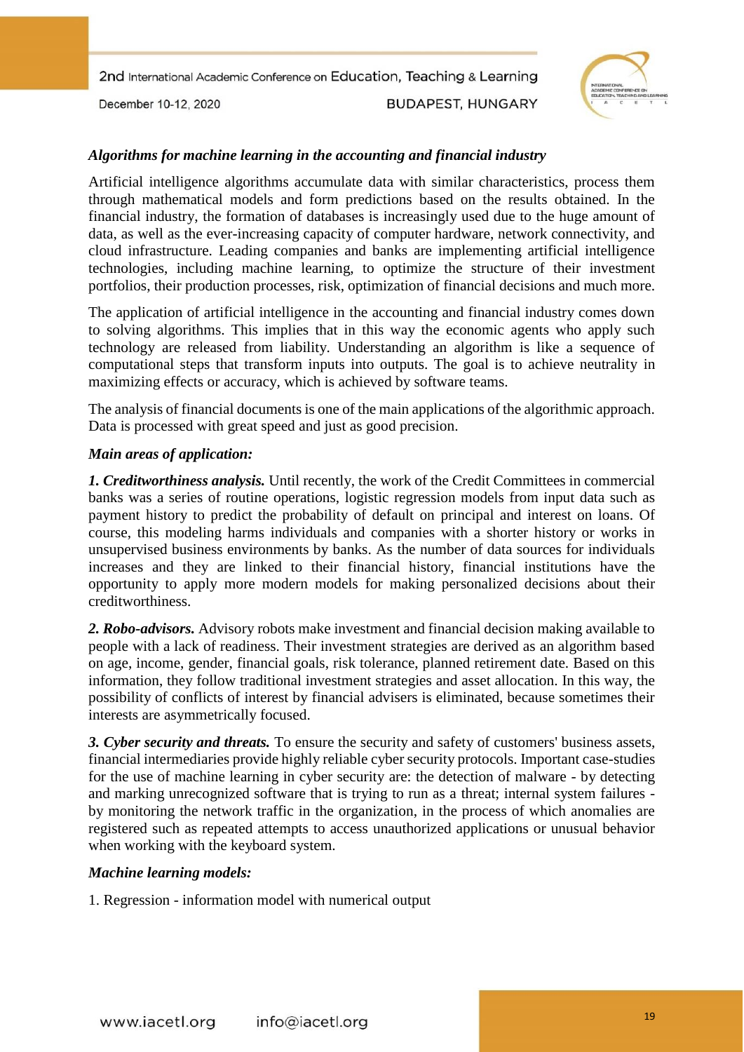*Algorithms for machine learning in the accounting and financial industry*

Artificial intelligence algorithms accumulate data with similar characteristics, process them through mathematical models and form predictions based on the results obtained. In the financial industry, the formation of databases is increasingly used due to the huge amount of data, as well as the ever-increasing capacity of computer hardware, network connectivity, and cloud infrastructure. Leading companies and banks are implementing artificial intelligence technologies, including machine learning, to optimize the structure of their investment portfolios, their production processes, risk, optimization of financial decisions and much more.

The application of artificial intelligence in the accounting and financial industry comes down to solving algorithms. This implies that in this way the economic agents who apply such technology are released from liability. Understanding an algorithm is like a sequence of computational steps that transform inputs into outputs. The goal is to achieve neutrality in maximizing effects or accuracy, which is achieved by software teams.

The analysis of financial documents is one of the main applications of the algorithmic approach. Data is processed with great speed and just as good precision.

*Main areas of application:*

***1. Creditworthiness analysis.*** Until recently, the work of the Credit Committees in commercial banks was a series of routine operations, logistic regression models from input data such as payment history to predict the probability of default on principal and interest on loans. Of course, this modeling harms individuals and companies with a shorter history or works in unsupervised business environments by banks. As the number of data sources for individuals increases and they are linked to their financial history, financial institutions have the opportunity to apply more modern models for making personalized decisions about their creditworthiness.

***2. Robo-advisors.*** Advisory robots make investment and financial decision making available to people with a lack of readiness. Their investment strategies are derived as an algorithm based on age, income, gender, financial goals, risk tolerance, planned retirement date. Based on this information, they follow traditional investment strategies and asset allocation. In this way, the possibility of conflicts of interest by financial advisers is eliminated, because sometimes their interests are asymmetrically focused.

***3. Cyber security and threats.*** To ensure the security and safety of customers' business assets, financial intermediaries provide highly reliable cyber security protocols. Important case-studies for the use of machine learning in cyber security are: the detection of malware - by detecting and marking unrecognized software that is trying to run as a threat; internal system failures - by monitoring the network traffic in the organization, in the process of which anomalies are registered such as repeated attempts to access unauthorized applications or unusual behavior when working with the keyboard system.

*Machine learning models:*

1. Regression - information model with numerical output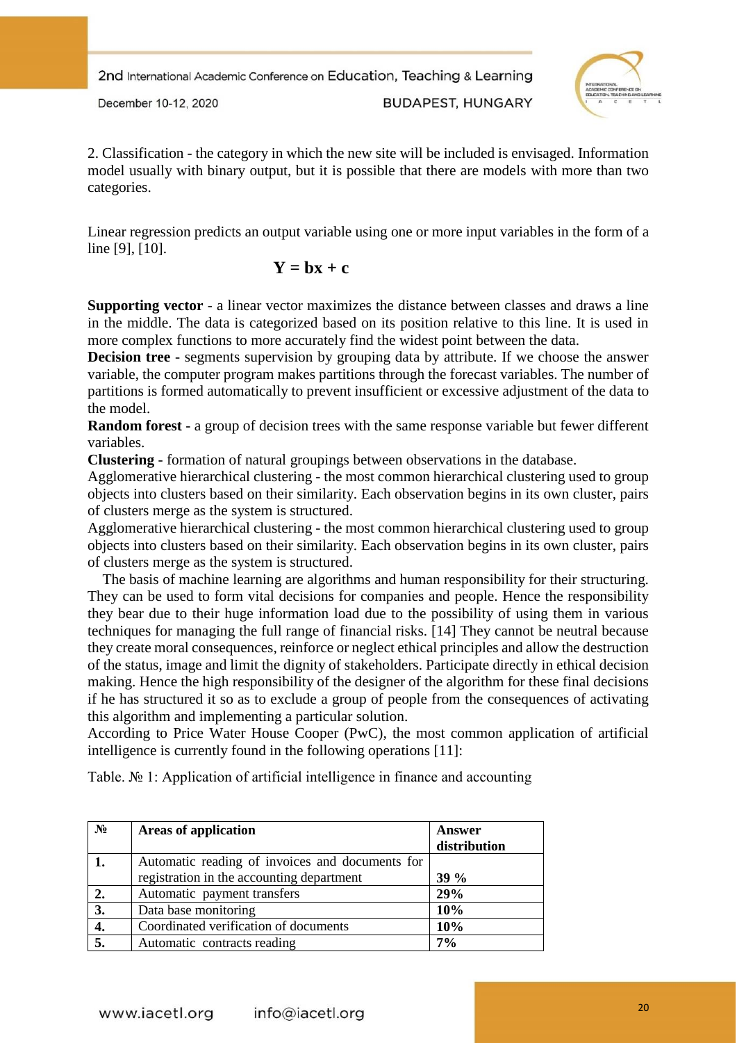2. Classification - the category in which the new site will be included is envisaged. Information model usually with binary output, but it is possible that there are models with more than two categories.

Linear regression predicts an output variable using one or more input variables in the form of a line [9], [10].

$$\mathbf{Y = bx + c}$$

**Supporting vector** - a linear vector maximizes the distance between classes and draws a line in the middle. The data is categorized based on its position relative to this line. It is used in more complex functions to more accurately find the widest point between the data.

**Decision tree** - segments supervision by grouping data by attribute. If we choose the answer variable, the computer program makes partitions through the forecast variables. The number of partitions is formed automatically to prevent insufficient or excessive adjustment of the data to the model.

**Random forest** - a group of decision trees with the same response variable but fewer different variables.

**Clustering** - formation of natural groupings between observations in the database.

Agglomerative hierarchical clustering - the most common hierarchical clustering used to group objects into clusters based on their similarity. Each observation begins in its own cluster, pairs of clusters merge as the system is structured.

Agglomerative hierarchical clustering - the most common hierarchical clustering used to group objects into clusters based on their similarity. Each observation begins in its own cluster, pairs of clusters merge as the system is structured.

The basis of machine learning are algorithms and human responsibility for their structuring. They can be used to form vital decisions for companies and people. Hence the responsibility they bear due to their huge information load due to the possibility of using them in various techniques for managing the full range of financial risks. [14] They cannot be neutral because they create moral consequences, reinforce or neglect ethical principles and allow the destruction of the status, image and limit the dignity of stakeholders. Participate directly in ethical decision making. Hence the high responsibility of the designer of the algorithm for these final decisions if he has structured it so as to exclude a group of people from the consequences of activating this algorithm and implementing a particular solution.

According to Price Water House Cooper (PwC), the most common application of artificial intelligence is currently found in the following operations [11]:

Table. № 1: Application of artificial intelligence in finance and accounting

| № | Areas of application | Answer distribution |
|---|---|---|
| **1.** | Automatic reading of invoices and documents for registration in the accounting department | **39 %** |
| **2.** | Automatic payment transfers | **29%** |
| **3.** | Data base monitoring | **10%** |
| **4.** | Coordinated verification of documents | **10%** |
| **5.** | Automatic contracts reading | **7%** |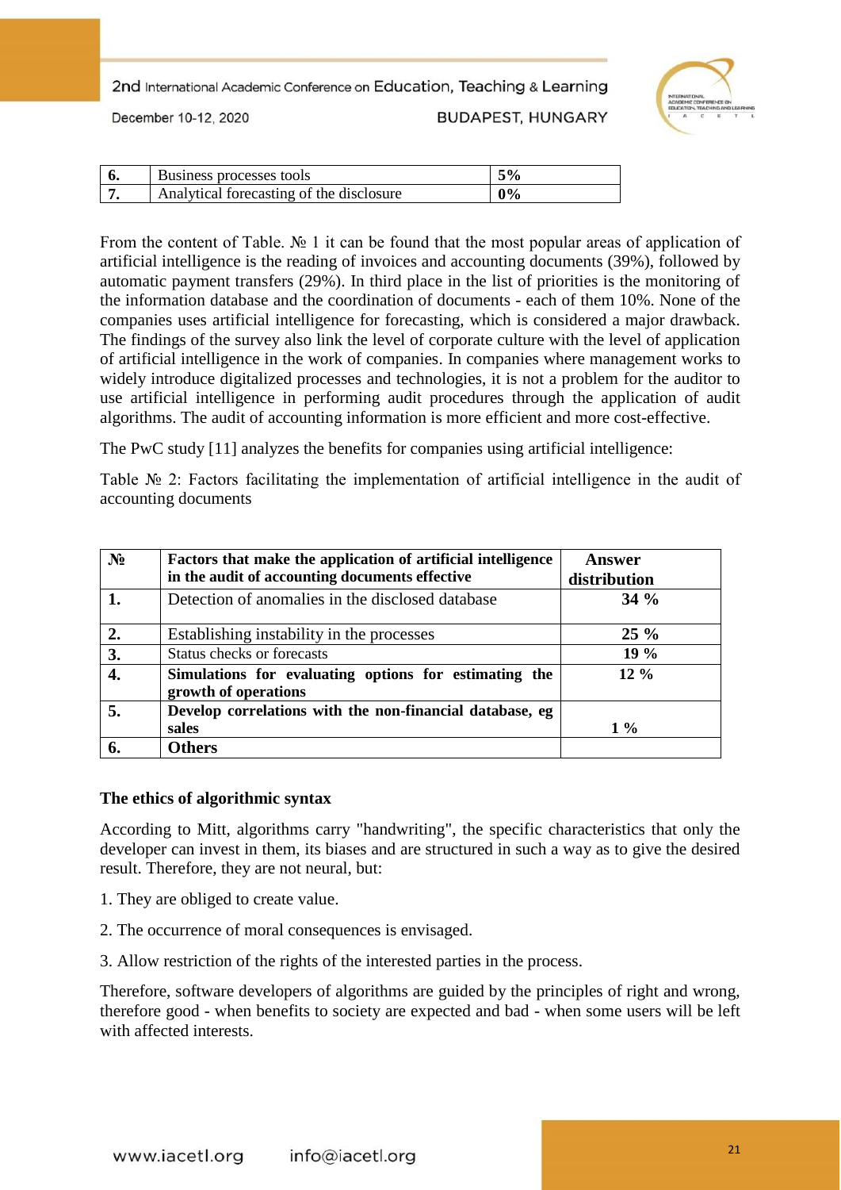| 6. | Business processes tools | 5% |
|---|---|---|
| 7. | Analytical forecasting of the disclosure | 0% |

From the content of Table. № 1 it can be found that the most popular areas of application of artificial intelligence is the reading of invoices and accounting documents (39%), followed by automatic payment transfers (29%). In third place in the list of priorities is the monitoring of the information database and the coordination of documents - each of them 10%. None of the companies uses artificial intelligence for forecasting, which is considered a major drawback. The findings of the survey also link the level of corporate culture with the level of application of artificial intelligence in the work of companies. In companies where management works to widely introduce digitalized processes and technologies, it is not a problem for the auditor to use artificial intelligence in performing audit procedures through the application of audit algorithms. The audit of accounting information is more efficient and more cost-effective.

The PwC study [11] analyzes the benefits for companies using artificial intelligence:

Table № 2: Factors facilitating the implementation of artificial intelligence in the audit of accounting documents

| № | Factors that make the application of artificial intelligence in the audit of accounting documents effective | Answer distribution |
|---|---|---|
| 1. | Detection of anomalies in the disclosed database | 34 % |
| 2. | Establishing instability in the processes | 25 % |
| 3. | Status checks or forecasts | 19 % |
| 4. | **Simulations for evaluating options for estimating the growth of operations** | 12 % |
| 5. | **Develop correlations with the non-financial database, eg sales** | 1 % |
| 6. | **Others** | |

**The ethics of algorithmic syntax**

According to Mitt, algorithms carry "handwriting", the specific characteristics that only the developer can invest in them, its biases and are structured in such a way as to give the desired result. Therefore, they are not neural, but:

1. They are obliged to create value.

2. The occurrence of moral consequences is envisaged.

3. Allow restriction of the rights of the interested parties in the process.

Therefore, software developers of algorithms are guided by the principles of right and wrong, therefore good - when benefits to society are expected and bad - when some users will be left with affected interests.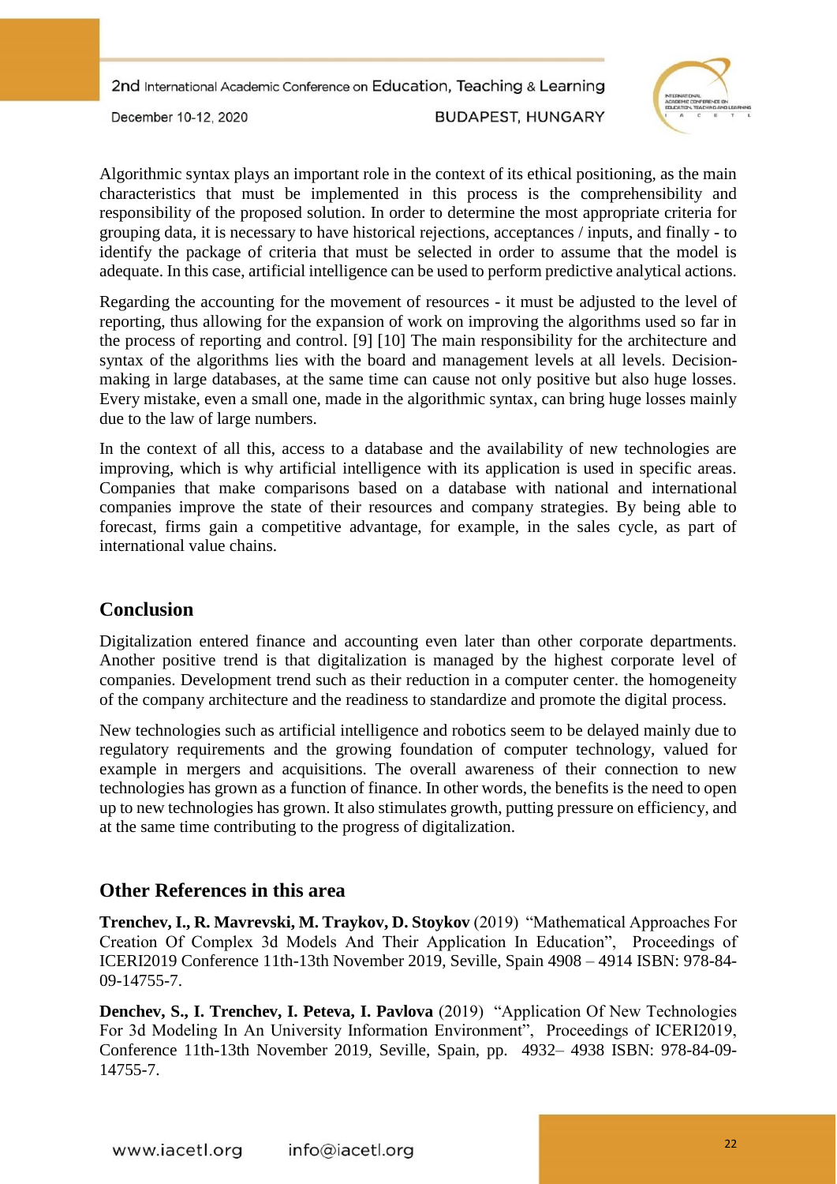Algorithmic syntax plays an important role in the context of its ethical positioning, as the main characteristics that must be implemented in this process is the comprehensibility and responsibility of the proposed solution. In order to determine the most appropriate criteria for grouping data, it is necessary to have historical rejections, acceptances / inputs, and finally - to identify the package of criteria that must be selected in order to assume that the model is adequate. In this case, artificial intelligence can be used to perform predictive analytical actions.

Regarding the accounting for the movement of resources - it must be adjusted to the level of reporting, thus allowing for the expansion of work on improving the algorithms used so far in the process of reporting and control. [9] [10] The main responsibility for the architecture and syntax of the algorithms lies with the board and management levels at all levels. Decision-making in large databases, at the same time can cause not only positive but also huge losses. Every mistake, even a small one, made in the algorithmic syntax, can bring huge losses mainly due to the law of large numbers.

In the context of all this, access to a database and the availability of new technologies are improving, which is why artificial intelligence with its application is used in specific areas. Companies that make comparisons based on a database with national and international companies improve the state of their resources and company strategies. By being able to forecast, firms gain a competitive advantage, for example, in the sales cycle, as part of international value chains.

## Conclusion

Digitalization entered finance and accounting even later than other corporate departments. Another positive trend is that digitalization is managed by the highest corporate level of companies. Development trend such as their reduction in a computer center. the homogeneity of the company architecture and the readiness to standardize and promote the digital process.

New technologies such as artificial intelligence and robotics seem to be delayed mainly due to regulatory requirements and the growing foundation of computer technology, valued for example in mergers and acquisitions. The overall awareness of their connection to new technologies has grown as a function of finance. In other words, the benefits is the need to open up to new technologies has grown. It also stimulates growth, putting pressure on efficiency, and at the same time contributing to the progress of digitalization.

## Other References in this area

**Trenchev, I., R. Mavrevski, M. Traykov, D. Stoykov** (2019) "Mathematical Approaches For Creation Of Complex 3d Models And Their Application In Education", Proceedings of ICERI2019 Conference 11th-13th November 2019, Seville, Spain 4908 – 4914 ISBN: 978-84-09-14755-7.

**Denchev, S., I. Trenchev, I. Peteva, I. Pavlova** (2019) "Application Of New Technologies For 3d Modeling In An University Information Environment", Proceedings of ICERI2019, Conference 11th-13th November 2019, Seville, Spain, pp. 4932– 4938 ISBN: 978-84-09-14755-7.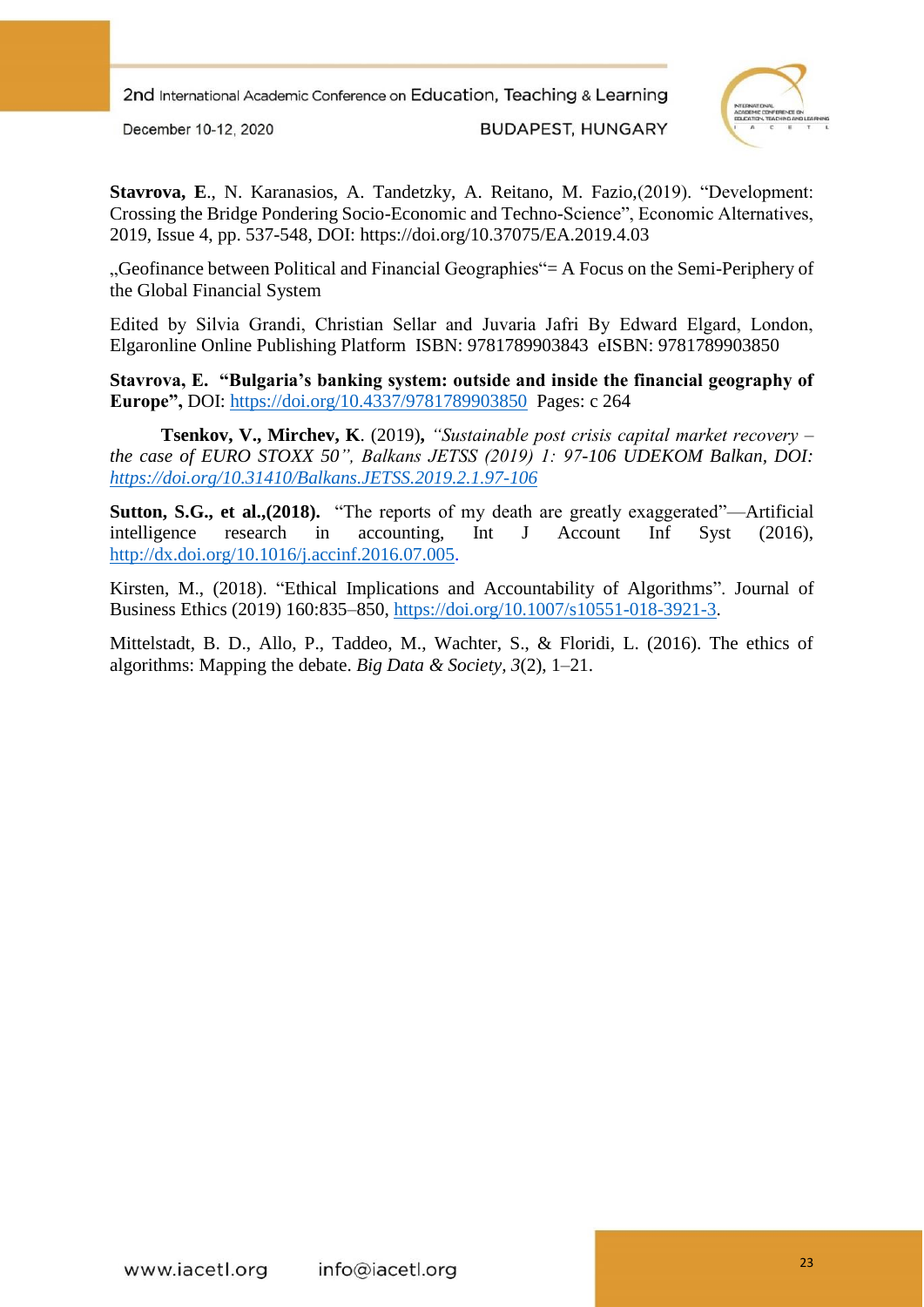**Stavrova, E**., N. Karanasios, A. Tandetzky, A. Reitano, M. Fazio,(2019). "Development: Crossing the Bridge Pondering Socio-Economic and Techno-Science", Economic Alternatives, 2019, Issue 4, pp. 537-548, DOI: https://doi.org/10.37075/EA.2019.4.03

„Geofinance between Political and Financial Geographies"= A Focus on the Semi-Periphery of the Global Financial System

Edited by Silvia Grandi, Christian Sellar and Juvaria Jafri By Edward Elgard, London, Elgaronline Online Publishing Platform ISBN: 9781789903843 eISBN: 9781789903850

**Stavrova, E. "Bulgaria's banking system: outside and inside the financial geography of Europe",** DOI: https://doi.org/10.4337/9781789903850 Pages: c 264

**Tsenkov, V., Mirchev, K**. (2019)**,** *"Sustainable post crisis capital market recovery – the case of EURO STOXX 50", Balkans JETSS (2019) 1: 97-106 UDEKOM Balkan, DOI: https://doi.org/10.31410/Balkans.JETSS.2019.2.1.97-106*

**Sutton, S.G., et al.,(2018).** "The reports of my death are greatly exaggerated"—Artificial intelligence research in accounting, Int J Account Inf Syst (2016), http://dx.doi.org/10.1016/j.accinf.2016.07.005.

Kirsten, M., (2018). "Ethical Implications and Accountability of Algorithms". Journal of Business Ethics (2019) 160:835–850, https://doi.org/10.1007/s10551-018-3921-3.

Mittelstadt, B. D., Allo, P., Taddeo, M., Wachter, S., & Floridi, L. (2016). The ethics of algorithms: Mapping the debate. *Big Data & Society*, *3*(2), 1–21.